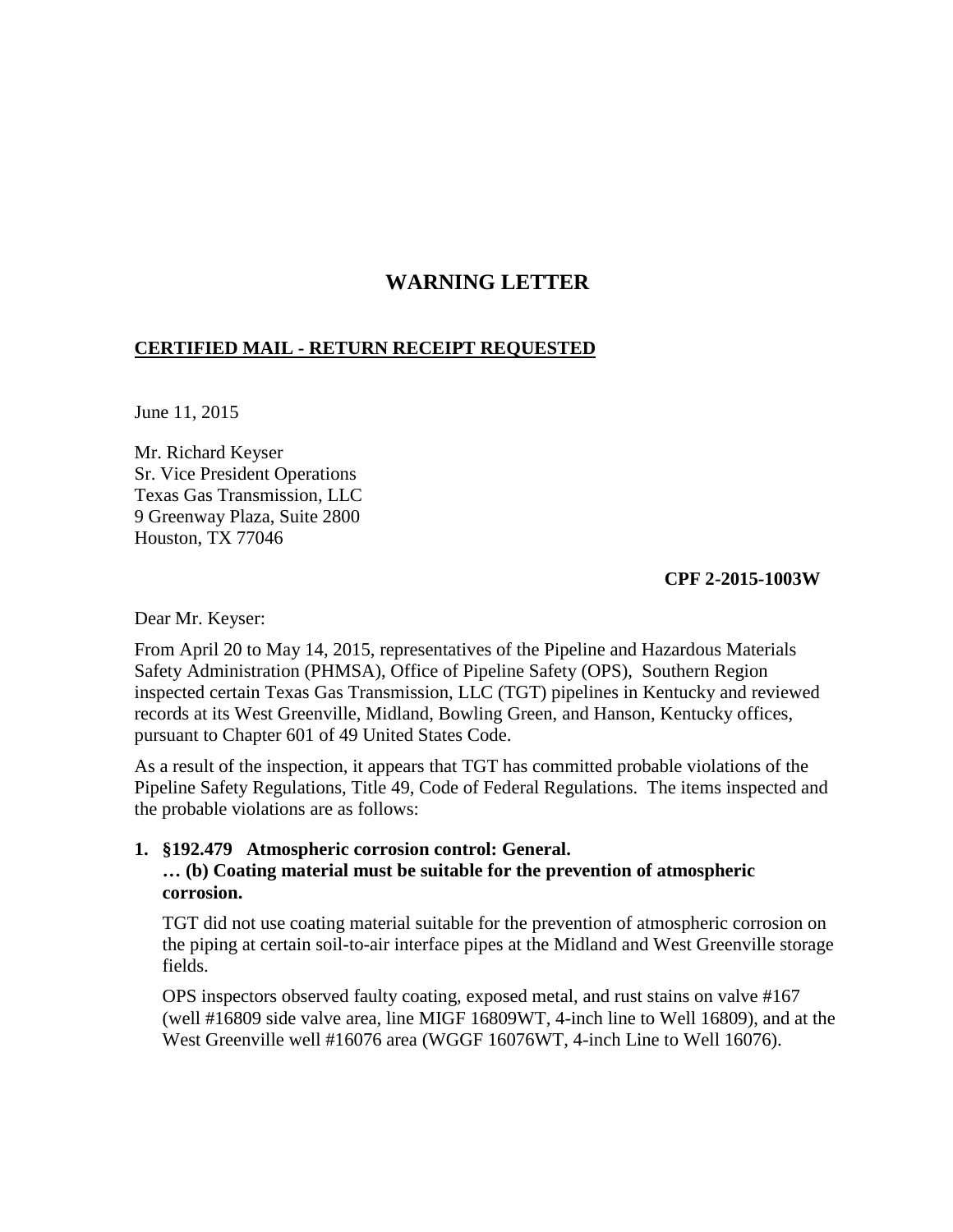# WARNING LETTER

**CERTIFIED MAIL - RETURN RECEIPT REQUESTED**

June 11, 2015

Mr. Richard Keyser
Sr. Vice President Operations
Texas Gas Transmission, LLC
9 Greenway Plaza, Suite 2800
Houston, TX 77046

**CPF 2-2015-1003W**

Dear Mr. Keyser:

From April 20 to May 14, 2015, representatives of the Pipeline and Hazardous Materials Safety Administration (PHMSA), Office of Pipeline Safety (OPS), Southern Region inspected certain Texas Gas Transmission, LLC (TGT) pipelines in Kentucky and reviewed records at its West Greenville, Midland, Bowling Green, and Hanson, Kentucky offices, pursuant to Chapter 601 of 49 United States Code.

As a result of the inspection, it appears that TGT has committed probable violations of the Pipeline Safety Regulations, Title 49, Code of Federal Regulations. The items inspected and the probable violations are as follows:

1. **§192.479 Atmospheric corrosion control: General.**
   **… (b) Coating material must be suitable for the prevention of atmospheric corrosion.**

   TGT did not use coating material suitable for the prevention of atmospheric corrosion on the piping at certain soil-to-air interface pipes at the Midland and West Greenville storage fields.

   OPS inspectors observed faulty coating, exposed metal, and rust stains on valve #167 (well #16809 side valve area, line MIGF 16809WT, 4-inch line to Well 16809), and at the West Greenville well #16076 area (WGGF 16076WT, 4-inch Line to Well 16076).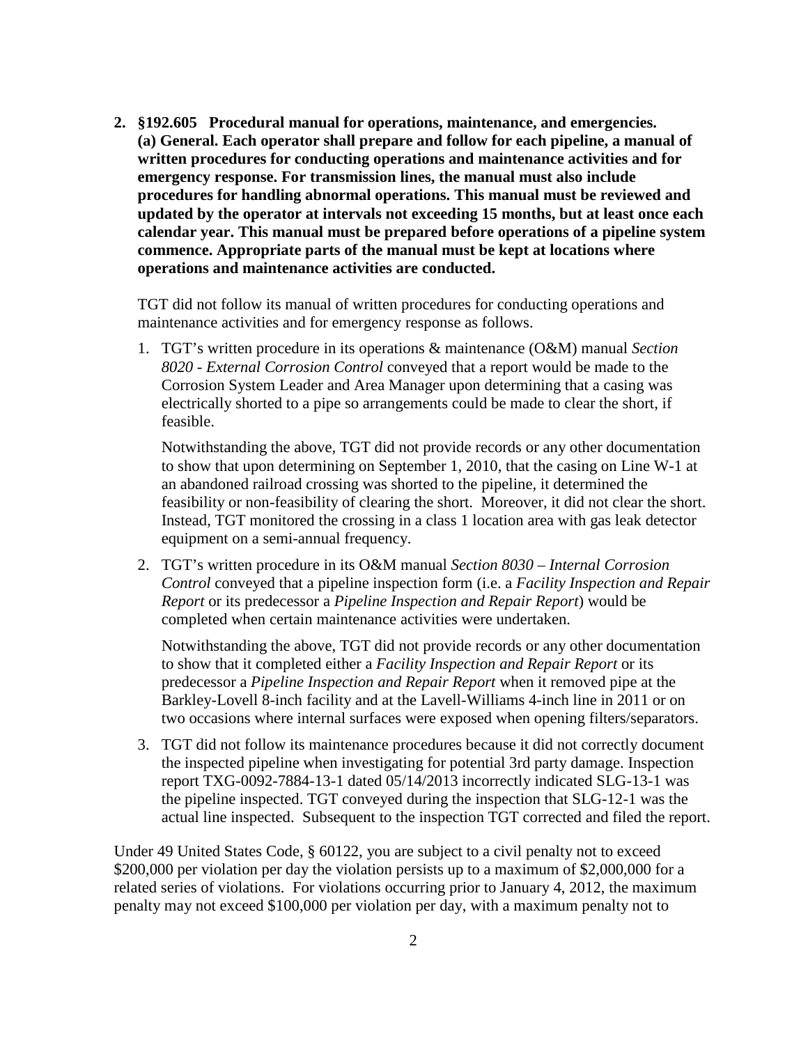2. **§192.605 Procedural manual for operations, maintenance, and emergencies.**
   **(a) General. Each operator shall prepare and follow for each pipeline, a manual of written procedures for conducting operations and maintenance activities and for emergency response. For transmission lines, the manual must also include procedures for handling abnormal operations. This manual must be reviewed and updated by the operator at intervals not exceeding 15 months, but at least once each calendar year. This manual must be prepared before operations of a pipeline system commence. Appropriate parts of the manual must be kept at locations where operations and maintenance activities are conducted.**

   TGT did not follow its manual of written procedures for conducting operations and maintenance activities and for emergency response as follows.

   1. TGT's written procedure in its operations & maintenance (O&M) manual *Section 8020 - External Corrosion Control* conveyed that a report would be made to the Corrosion System Leader and Area Manager upon determining that a casing was electrically shorted to a pipe so arrangements could be made to clear the short, if feasible.

      Notwithstanding the above, TGT did not provide records or any other documentation to show that upon determining on September 1, 2010, that the casing on Line W-1 at an abandoned railroad crossing was shorted to the pipeline, it determined the feasibility or non-feasibility of clearing the short. Moreover, it did not clear the short. Instead, TGT monitored the crossing in a class 1 location area with gas leak detector equipment on a semi-annual frequency.

   2. TGT's written procedure in its O&M manual *Section 8030 – Internal Corrosion Control* conveyed that a pipeline inspection form (i.e. a *Facility Inspection and Repair Report* or its predecessor a *Pipeline Inspection and Repair Report*) would be completed when certain maintenance activities were undertaken.

      Notwithstanding the above, TGT did not provide records or any other documentation to show that it completed either a *Facility Inspection and Repair Report* or its predecessor a *Pipeline Inspection and Repair Report* when it removed pipe at the Barkley-Lovell 8-inch facility and at the Lavell-Williams 4-inch line in 2011 or on two occasions where internal surfaces were exposed when opening filters/separators.

   3. TGT did not follow its maintenance procedures because it did not correctly document the inspected pipeline when investigating for potential 3rd party damage. Inspection report TXG-0092-7884-13-1 dated 05/14/2013 incorrectly indicated SLG-13-1 was the pipeline inspected. TGT conveyed during the inspection that SLG-12-1 was the actual line inspected. Subsequent to the inspection TGT corrected and filed the report.

Under 49 United States Code, § 60122, you are subject to a civil penalty not to exceed $200,000 per violation per day the violation persists up to a maximum of $2,000,000 for a related series of violations. For violations occurring prior to January 4, 2012, the maximum penalty may not exceed $100,000 per violation per day, with a maximum penalty not to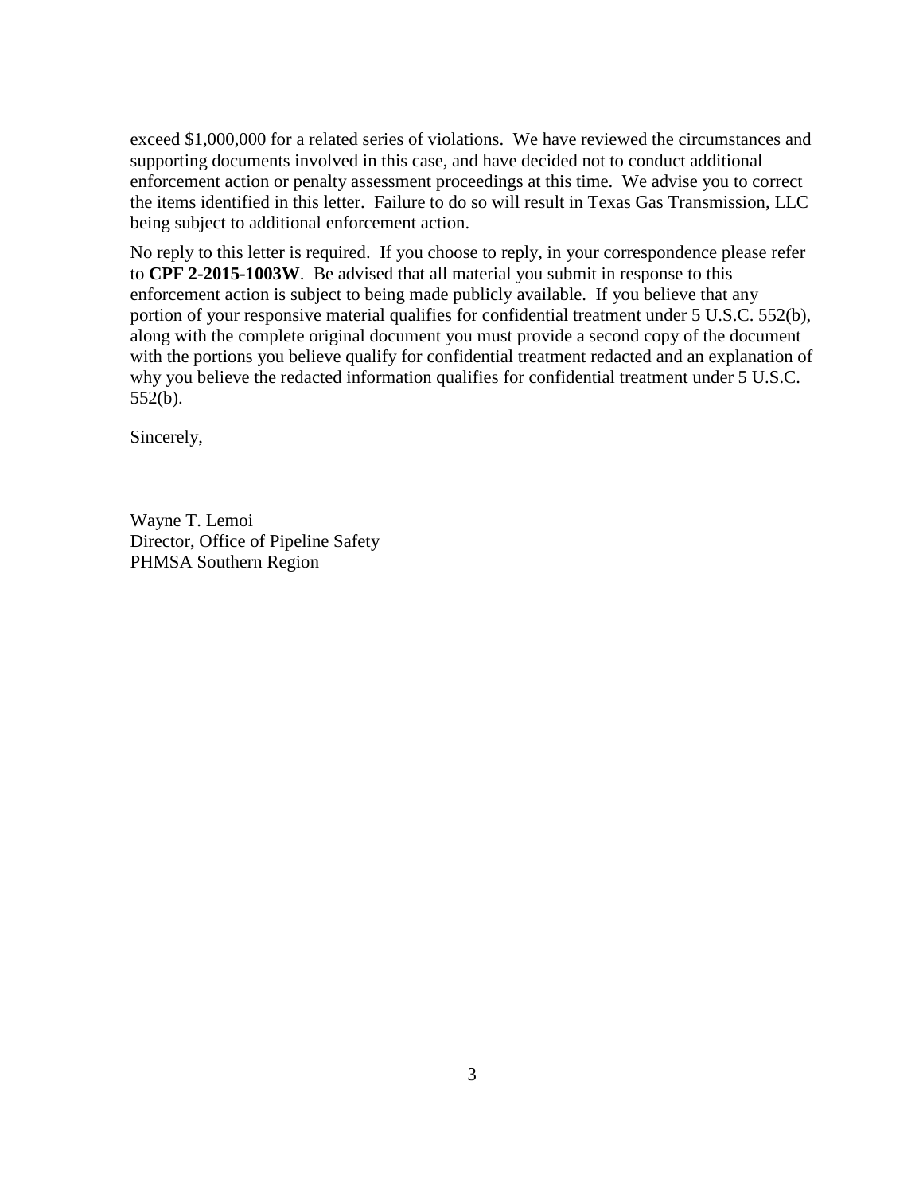exceed $1,000,000 for a related series of violations. We have reviewed the circumstances and supporting documents involved in this case, and have decided not to conduct additional enforcement action or penalty assessment proceedings at this time. We advise you to correct the items identified in this letter. Failure to do so will result in Texas Gas Transmission, LLC being subject to additional enforcement action.

No reply to this letter is required. If you choose to reply, in your correspondence please refer to **CPF 2-2015-1003W**. Be advised that all material you submit in response to this enforcement action is subject to being made publicly available. If you believe that any portion of your responsive material qualifies for confidential treatment under 5 U.S.C. 552(b), along with the complete original document you must provide a second copy of the document with the portions you believe qualify for confidential treatment redacted and an explanation of why you believe the redacted information qualifies for confidential treatment under 5 U.S.C. 552(b).

Sincerely,

Wayne T. Lemoi
Director, Office of Pipeline Safety
PHMSA Southern Region